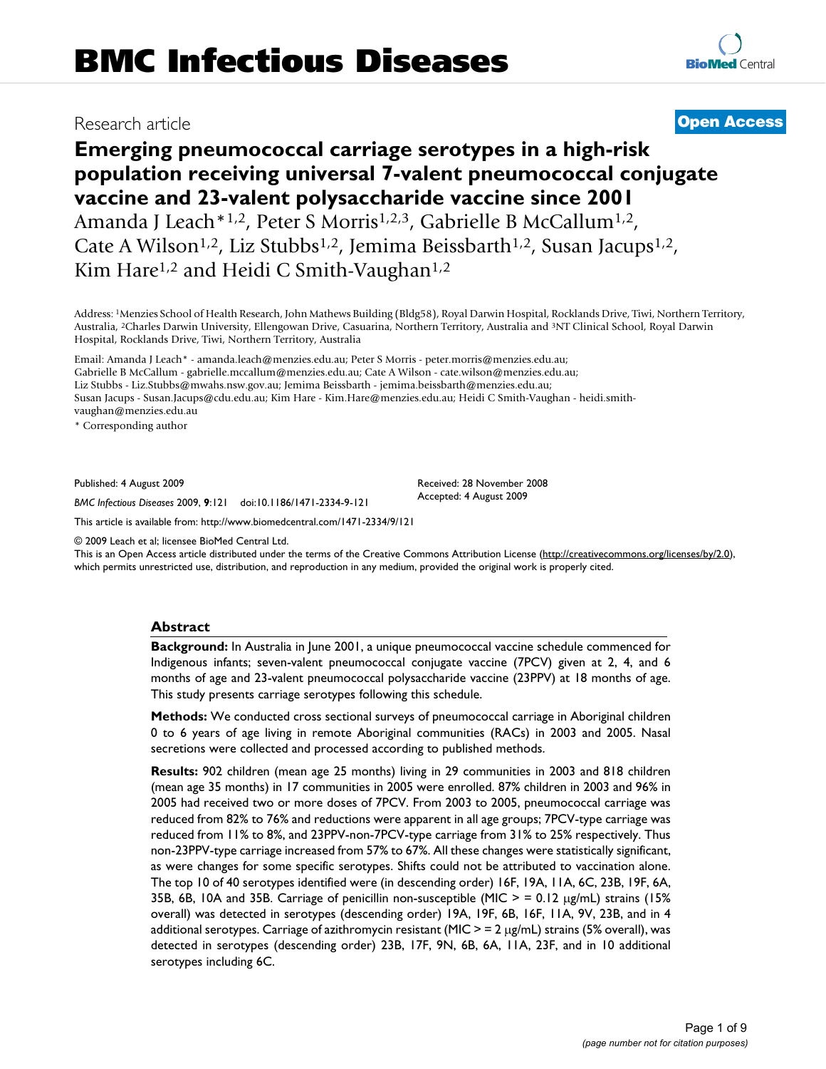# BMC Infectious Diseases

Research article

**Open Access**

# Emerging pneumococcal carriage serotypes in a high-risk population receiving universal 7-valent pneumococcal conjugate vaccine and 23-valent polysaccharide vaccine since 2001

Amanda J Leach*[1,2], Peter S Morris[1,2,3], Gabrielle B McCallum[1,2], Cate A Wilson[1,2], Liz Stubbs[1,2], Jemima Beissbarth[1,2], Susan Jacups[1,2], Kim Hare[1,2] and Heidi C Smith-Vaughan[1,2]

Address: [1]Menzies School of Health Research, John Mathews Building (Bldg58), Royal Darwin Hospital, Rocklands Drive, Tiwi, Northern Territory, Australia, [2]Charles Darwin University, Ellengowan Drive, Casuarina, Northern Territory, Australia and [3]NT Clinical School, Royal Darwin Hospital, Rocklands Drive, Tiwi, Northern Territory, Australia

Email: Amanda J Leach* - amanda.leach@menzies.edu.au; Peter S Morris - peter.morris@menzies.edu.au; Gabrielle B McCallum - gabrielle.mccallum@menzies.edu.au; Cate A Wilson - cate.wilson@menzies.edu.au; Liz Stubbs - Liz.Stubbs@mwahs.nsw.gov.au; Jemima Beissbarth - jemima.beissbarth@menzies.edu.au; Susan Jacups - Susan.Jacups@cdu.edu.au; Kim Hare - Kim.Hare@menzies.edu.au; Heidi C Smith-Vaughan - heidi.smith-vaughan@menzies.edu.au

\* Corresponding author

Published: 4 August 2009

*BMC Infectious Diseases* 2009, **9**:121 doi:10.1186/1471-2334-9-121

Received: 28 November 2008
Accepted: 4 August 2009

This article is available from: http://www.biomedcentral.com/1471-2334/9/121

© 2009 Leach et al; licensee BioMed Central Ltd.
This is an Open Access article distributed under the terms of the Creative Commons Attribution License (http://creativecommons.org/licenses/by/2.0), which permits unrestricted use, distribution, and reproduction in any medium, provided the original work is properly cited.

## Abstract

**Background:** In Australia in June 2001, a unique pneumococcal vaccine schedule commenced for Indigenous infants; seven-valent pneumococcal conjugate vaccine (7PCV) given at 2, 4, and 6 months of age and 23-valent pneumococcal polysaccharide vaccine (23PPV) at 18 months of age. This study presents carriage serotypes following this schedule.

**Methods:** We conducted cross sectional surveys of pneumococcal carriage in Aboriginal children 0 to 6 years of age living in remote Aboriginal communities (RACs) in 2003 and 2005. Nasal secretions were collected and processed according to published methods.

**Results:** 902 children (mean age 25 months) living in 29 communities in 2003 and 818 children (mean age 35 months) in 17 communities in 2005 were enrolled. 87% children in 2003 and 96% in 2005 had received two or more doses of 7PCV. From 2003 to 2005, pneumococcal carriage was reduced from 82% to 76% and reductions were apparent in all age groups; 7PCV-type carriage was reduced from 11% to 8%, and 23PPV-non-7PCV-type carriage from 31% to 25% respectively. Thus non-23PPV-type carriage increased from 57% to 67%. All these changes were statistically significant, as were changes for some specific serotypes. Shifts could not be attributed to vaccination alone. The top 10 of 40 serotypes identified were (in descending order) 16F, 19A, 11A, 6C, 23B, 19F, 6A, 35B, 6B, 10A and 35B. Carriage of penicillin non-susceptible (MIC > = 0.12 μg/mL) strains (15% overall) was detected in serotypes (descending order) 19A, 19F, 6B, 16F, 11A, 9V, 23B, and in 4 additional serotypes. Carriage of azithromycin resistant (MIC > = 2 μg/mL) strains (5% overall), was detected in serotypes (descending order) 23B, 17F, 9N, 6B, 6A, 11A, 23F, and in 10 additional serotypes including 6C.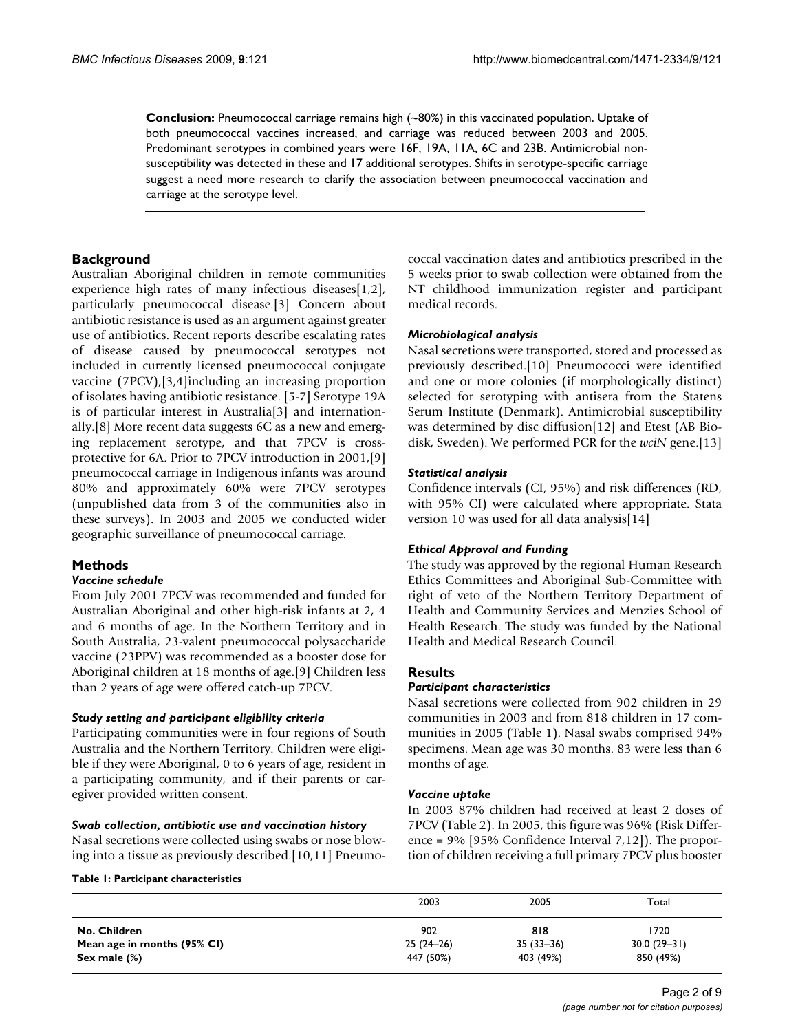**Conclusion:** Pneumococcal carriage remains high (~80%) in this vaccinated population. Uptake of both pneumococcal vaccines increased, and carriage was reduced between 2003 and 2005. Predominant serotypes in combined years were 16F, 19A, 11A, 6C and 23B. Antimicrobial non-susceptibility was detected in these and 17 additional serotypes. Shifts in serotype-specific carriage suggest a need more research to clarify the association between pneumococcal vaccination and carriage at the serotype level.

## Background

Australian Aboriginal children in remote communities experience high rates of many infectious diseases[1,2], particularly pneumococcal disease.[3] Concern about antibiotic resistance is used as an argument against greater use of antibiotics. Recent reports describe escalating rates of disease caused by pneumococcal serotypes not included in currently licensed pneumococcal conjugate vaccine (7PCV),[3,4]including an increasing proportion of isolates having antibiotic resistance. [5-7] Serotype 19A is of particular interest in Australia[3] and internationally.[8] More recent data suggests 6C as a new and emerging replacement serotype, and that 7PCV is cross-protective for 6A. Prior to 7PCV introduction in 2001,[9] pneumococcal carriage in Indigenous infants was around 80% and approximately 60% were 7PCV serotypes (unpublished data from 3 of the communities also in these surveys). In 2003 and 2005 we conducted wider geographic surveillance of pneumococcal carriage.

## Methods

### *Vaccine schedule*

From July 2001 7PCV was recommended and funded for Australian Aboriginal and other high-risk infants at 2, 4 and 6 months of age. In the Northern Territory and in South Australia, 23-valent pneumococcal polysaccharide vaccine (23PPV) was recommended as a booster dose for Aboriginal children at 18 months of age.[9] Children less than 2 years of age were offered catch-up 7PCV.

### *Study setting and participant eligibility criteria*

Participating communities were in four regions of South Australia and the Northern Territory. Children were eligible if they were Aboriginal, 0 to 6 years of age, resident in a participating community, and if their parents or caregiver provided written consent.

### *Swab collection, antibiotic use and vaccination history*

Nasal secretions were collected using swabs or nose blowing into a tissue as previously described.[10,11] Pneumococcal vaccination dates and antibiotics prescribed in the 5 weeks prior to swab collection were obtained from the NT childhood immunization register and participant medical records.

### *Microbiological analysis*

Nasal secretions were transported, stored and processed as previously described.[10] Pneumococci were identified and one or more colonies (if morphologically distinct) selected for serotyping with antisera from the Statens Serum Institute (Denmark). Antimicrobial susceptibility was determined by disc diffusion[12] and Etest (AB Biodisk, Sweden). We performed PCR for the *wciN* gene.[13]

### *Statistical analysis*

Confidence intervals (CI, 95%) and risk differences (RD, with 95% CI) were calculated where appropriate. Stata version 10 was used for all data analysis[14]

### *Ethical Approval and Funding*

The study was approved by the regional Human Research Ethics Committees and Aboriginal Sub-Committee with right of veto of the Northern Territory Department of Health and Community Services and Menzies School of Health Research. The study was funded by the National Health and Medical Research Council.

## Results

### *Participant characteristics*

Nasal secretions were collected from 902 children in 29 communities in 2003 and from 818 children in 17 communities in 2005 (Table 1). Nasal swabs comprised 94% specimens. Mean age was 30 months. 83 were less than 6 months of age.

### *Vaccine uptake*

In 2003 87% children had received at least 2 doses of 7PCV (Table 2). In 2005, this figure was 96% (Risk Difference = 9% [95% Confidence Interval 7,12]). The proportion of children receiving a full primary 7PCV plus booster

**Table 1: Participant characteristics**

| | 2003 | 2005 | Total |
|---|---|---|---|
| **No. Children** | 902 | 818 | 1720 |
| **Mean age in months (95% CI)** | 25 (24–26) | 35 (33–36) | 30.0 (29–31) |
| **Sex male (%)** | 447 (50%) | 403 (49%) | 850 (49%) |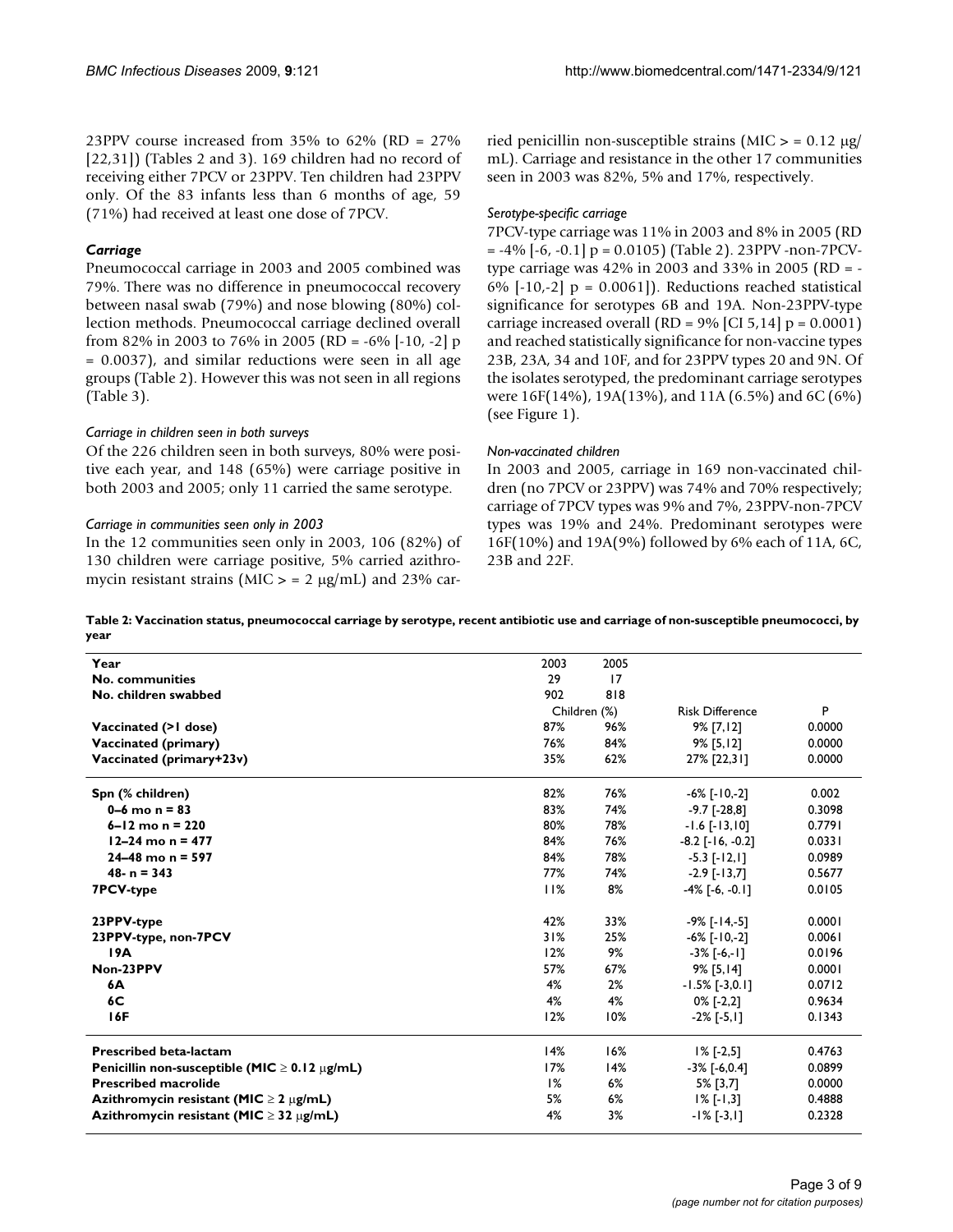23PPV course increased from 35% to 62% (RD = 27% [22,31]) (Tables 2 and 3). 169 children had no record of receiving either 7PCV or 23PPV. Ten children had 23PPV only. Of the 83 infants less than 6 months of age, 59 (71%) had received at least one dose of 7PCV.

### Carriage

Pneumococcal carriage in 2003 and 2005 combined was 79%. There was no difference in pneumococcal recovery between nasal swab (79%) and nose blowing (80%) collection methods. Pneumococcal carriage declined overall from 82% in 2003 to 76% in 2005 (RD = -6% [-10, -2] p = 0.0037), and similar reductions were seen in all age groups (Table 2). However this was not seen in all regions (Table 3).

#### *Carriage in children seen in both surveys*

Of the 226 children seen in both surveys, 80% were positive each year, and 148 (65%) were carriage positive in both 2003 and 2005; only 11 carried the same serotype.

#### *Carriage in communities seen only in 2003*

In the 12 communities seen only in 2003, 106 (82%) of 130 children were carriage positive, 5% carried azithromycin resistant strains (MIC > = 2 μg/mL) and 23% carried penicillin non-susceptible strains (MIC > = 0.12 μg/mL). Carriage and resistance in the other 17 communities seen in 2003 was 82%, 5% and 17%, respectively.

#### *Serotype-specific carriage*

7PCV-type carriage was 11% in 2003 and 8% in 2005 (RD = -4% [-6, -0.1] p = 0.0105) (Table 2). 23PPV -non-7PCV-type carriage was 42% in 2003 and 33% in 2005 (RD = -6% [-10,-2] p = 0.0061]). Reductions reached statistical significance for serotypes 6B and 19A. Non-23PPV-type carriage increased overall (RD = 9% [CI 5,14] p = 0.0001) and reached statistically significance for non-vaccine types 23B, 23A, 34 and 10F, and for 23PPV types 20 and 9N. Of the isolates serotyped, the predominant carriage serotypes were 16F(14%), 19A(13%), and 11A (6.5%) and 6C (6%) (see Figure 1).

#### *Non-vaccinated children*

In 2003 and 2005, carriage in 169 non-vaccinated children (no 7PCV or 23PPV) was 74% and 70% respectively; carriage of 7PCV types was 9% and 7%, 23PPV-non-7PCV types was 19% and 24%. Predominant serotypes were 16F(10%) and 19A(9%) followed by 6% each of 11A, 6C, 23B and 22F.

**Table 2: Vaccination status, pneumococcal carriage by serotype, recent antibiotic use and carriage of non-susceptible pneumococci, by year**

| Year | 2003 | 2005 | | |
|---|---|---|---|---|
| **No. communities** | 29 | 17 | | |
| **No. children swabbed** | 902 | 818 | | |
| | Children (%) | | Risk Difference | P |
| **Vaccinated (>1 dose)** | 87% | 96% | 9% [7,12] | 0.0000 |
| **Vaccinated (primary)** | 76% | 84% | 9% [5,12] | 0.0000 |
| **Vaccinated (primary+23v)** | 35% | 62% | 27% [22,31] | 0.0000 |
| **Spn (% children)** | 82% | 76% | -6% [-10,-2] | 0.002 |
| **0–6 mo n = 83** | 83% | 74% | -9.7 [-28,8] | 0.3098 |
| **6–12 mo n = 220** | 80% | 78% | -1.6 [-13,10] | 0.7791 |
| **12–24 mo n = 477** | 84% | 76% | -8.2 [-16, -0.2] | 0.0331 |
| **24–48 mo n = 597** | 84% | 78% | -5.3 [-12,1] | 0.0989 |
| **48- n = 343** | 77% | 74% | -2.9 [-13,7] | 0.5677 |
| **7PCV-type** | 11% | 8% | -4% [-6, -0.1] | 0.0105 |
| **23PPV-type** | 42% | 33% | -9% [-14,-5] | 0.0001 |
| **23PPV-type, non-7PCV** | 31% | 25% | -6% [-10,-2] | 0.0061 |
| **19A** | 12% | 9% | -3% [-6,-1] | 0.0196 |
| **Non-23PPV** | 57% | 67% | 9% [5,14] | 0.0001 |
| **6A** | 4% | 2% | -1.5% [-3,0.1] | 0.0712 |
| **6C** | 4% | 4% | 0% [-2,2] | 0.9634 |
| **16F** | 12% | 10% | -2% [-5,1] | 0.1343 |
| **Prescribed beta-lactam** | 14% | 16% | 1% [-2,5] | 0.4763 |
| **Penicillin non-susceptible (MIC ≥ 0.12 μg/mL)** | 17% | 14% | -3% [-6,0.4] | 0.0899 |
| **Prescribed macrolide** | 1% | 6% | 5% [3,7] | 0.0000 |
| **Azithromycin resistant (MIC ≥ 2 μg/mL)** | 5% | 6% | 1% [-1,3] | 0.4888 |
| **Azithromycin resistant (MIC ≥ 32 μg/mL)** | 4% | 3% | -1% [-3,1] | 0.2328 |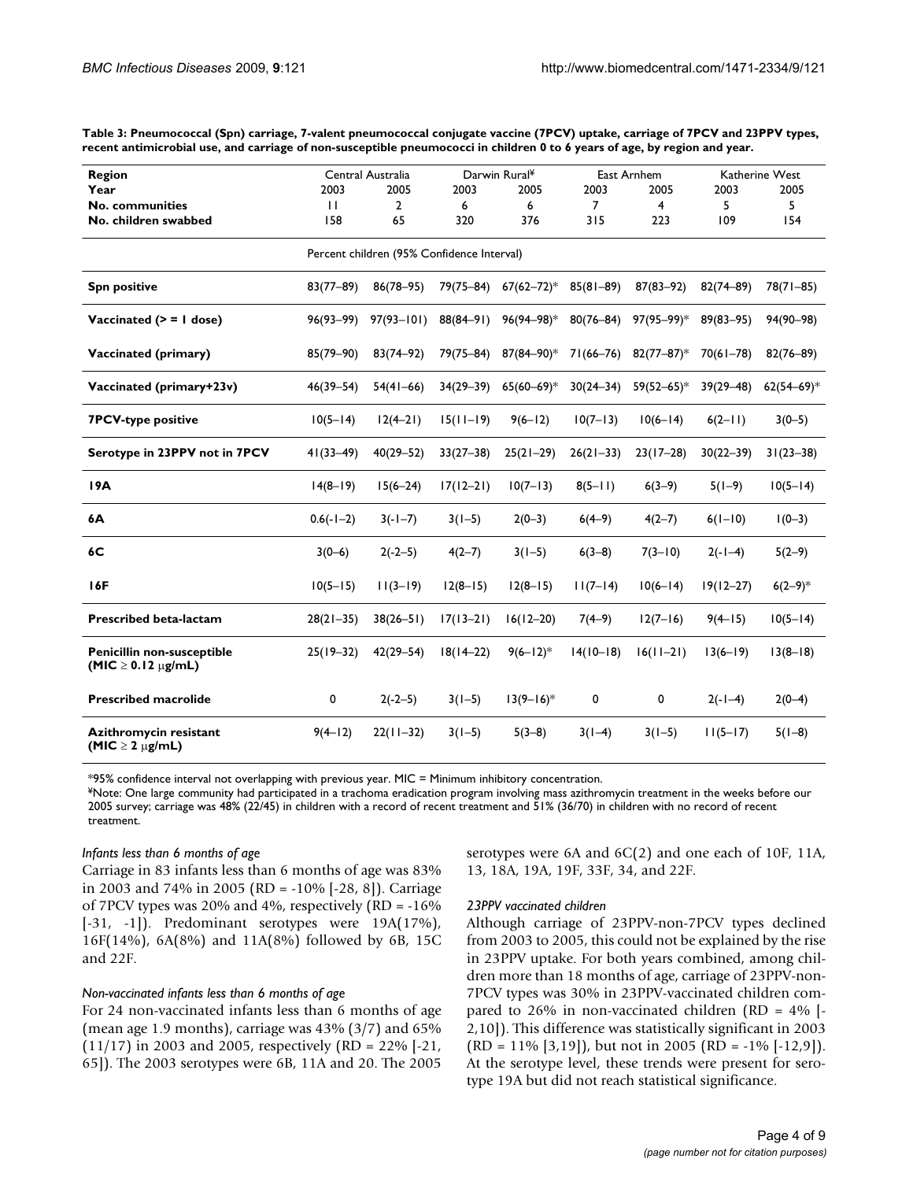**Table 3: Pneumococcal (Spn) carriage, 7-valent pneumococcal conjugate vaccine (7PCV) uptake, carriage of 7PCV and 23PPV types, recent antimicrobial use, and carriage of non-susceptible pneumococci in children 0 to 6 years of age, by region and year.**

| Region | Central Australia | | Darwin Rural¥ | | East Arnhem | | Katherine West | |
|---|---|---|---|---|---|---|---|---|
| Year | 2003 | 2005 | 2003 | 2005 | 2003 | 2005 | 2003 | 2005 |
| No. communities | 11 | 2 | 6 | 6 | 7 | 4 | 5 | 5 |
| No. children swabbed | 158 | 65 | 320 | 376 | 315 | 223 | 109 | 154 |
| | Percent children (95% Confidence Interval) | | | | | | | |
| **Spn positive** | 83(77–89) | 86(78–95) | 79(75–84) | 67(62–72)* | 85(81–89) | 87(83–92) | 82(74–89) | 78(71–85) |
| **Vaccinated (> = 1 dose)** | 96(93–99) | 97(93–101) | 88(84–91) | 96(94–98)* | 80(76–84) | 97(95–99)* | 89(83–95) | 94(90–98) |
| **Vaccinated (primary)** | 85(79–90) | 83(74–92) | 79(75–84) | 87(84–90)* | 71(66–76) | 82(77–87)* | 70(61–78) | 82(76–89) |
| **Vaccinated (primary+23v)** | 46(39–54) | 54(41–66) | 34(29–39) | 65(60–69)* | 30(24–34) | 59(52–65)* | 39(29–48) | 62(54–69)* |
| **7PCV-type positive** | 10(5–14) | 12(4–21) | 15(11–19) | 9(6–12) | 10(7–13) | 10(6–14) | 6(2–11) | 3(0–5) |
| **Serotype in 23PPV not in 7PCV** | 41(33–49) | 40(29–52) | 33(27–38) | 25(21–29) | 26(21–33) | 23(17–28) | 30(22–39) | 31(23–38) |
| **19A** | 14(8–19) | 15(6–24) | 17(12–21) | 10(7–13) | 8(5–11) | 6(3–9) | 5(1–9) | 10(5–14) |
| **6A** | 0.6(-1–2) | 3(-1–7) | 3(1–5) | 2(0–3) | 6(4–9) | 4(2–7) | 6(1–10) | 1(0–3) |
| **6C** | 3(0–6) | 2(-2–5) | 4(2–7) | 3(1–5) | 6(3–8) | 7(3–10) | 2(-1–4) | 5(2–9) |
| **16F** | 10(5–15) | 11(3–19) | 12(8–15) | 12(8–15) | 11(7–14) | 10(6–14) | 19(12–27) | 6(2–9)* |
| **Prescribed beta-lactam** | 28(21–35) | 38(26–51) | 17(13–21) | 16(12–20) | 7(4–9) | 12(7–16) | 9(4–15) | 10(5–14) |
| **Penicillin non-susceptible (MIC ≥ 0.12 μg/mL)** | 25(19–32) | 42(29–54) | 18(14–22) | 9(6–12)* | 14(10–18) | 16(11–21) | 13(6–19) | 13(8–18) |
| **Prescribed macrolide** | 0 | 2(-2–5) | 3(1–5) | 13(9–16)* | 0 | 0 | 2(-1–4) | 2(0–4) |
| **Azithromycin resistant (MIC ≥ 2 μg/mL)** | 9(4–12) | 22(11–32) | 3(1–5) | 5(3–8) | 3(1–4) | 3(1–5) | 11(5–17) | 5(1–8) |

*95% confidence interval not overlapping with previous year. MIC = Minimum inhibitory concentration.
¥Note: One large community had participated in a trachoma eradication program involving mass azithromycin treatment in the weeks before our 2005 survey; carriage was 48% (22/45) in children with a record of recent treatment and 51% (36/70) in children with no record of recent treatment.

#### *Infants less than 6 months of age*

Carriage in 83 infants less than 6 months of age was 83% in 2003 and 74% in 2005 (RD = -10% [-28, 8]). Carriage of 7PCV types was 20% and 4%, respectively (RD = -16% [-31, -1]). Predominant serotypes were 19A(17%), 16F(14%), 6A(8%) and 11A(8%) followed by 6B, 15C and 22F.

#### *Non-vaccinated infants less than 6 months of age*

For 24 non-vaccinated infants less than 6 months of age (mean age 1.9 months), carriage was 43% (3/7) and 65% (11/17) in 2003 and 2005, respectively (RD = 22% [-21, 65]). The 2003 serotypes were 6B, 11A and 20. The 2005 serotypes were 6A and 6C(2) and one each of 10F, 11A, 13, 18A, 19A, 19F, 33F, 34, and 22F.

#### *23PPV vaccinated children*

Although carriage of 23PPV-non-7PCV types declined from 2003 to 2005, this could not be explained by the rise in 23PPV uptake. For both years combined, among children more than 18 months of age, carriage of 23PPV-non-7PCV types was 30% in 23PPV-vaccinated children compared to 26% in non-vaccinated children (RD = 4% [-2,10]). This difference was statistically significant in 2003 (RD = 11% [3,19]), but not in 2005 (RD = -1% [-12,9]). At the serotype level, these trends were present for serotype 19A but did not reach statistical significance.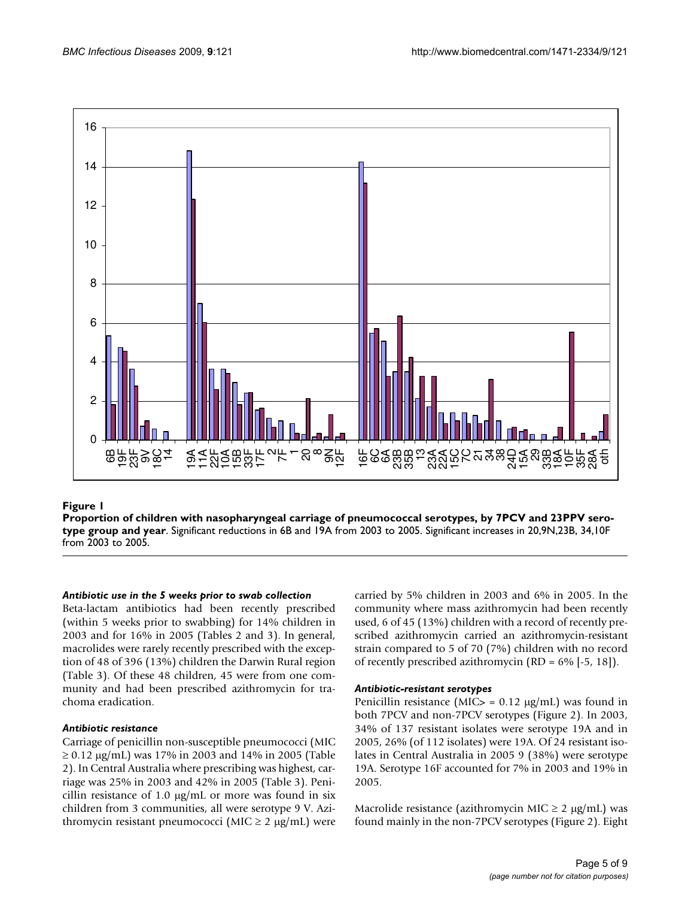**Figure 1**

**Proportion of children with nasopharyngeal carriage of pneumococcal serotypes, by 7PCV and 23PPV serotype group and year**. Significant reductions in 6B and 19A from 2003 to 2005. Significant increases in 20,9N,23B, 34,10F from 2003 to 2005.

### *Antibiotic use in the 5 weeks prior to swab collection*

Beta-lactam antibiotics had been recently prescribed (within 5 weeks prior to swabbing) for 14% children in 2003 and for 16% in 2005 (Tables 2 and 3). In general, macrolides were rarely recently prescribed with the exception of 48 of 396 (13%) children the Darwin Rural region (Table 3). Of these 48 children, 45 were from one community and had been prescribed azithromycin for trachoma eradication.

### *Antibiotic resistance*

Carriage of penicillin non-susceptible pneumococci (MIC ≥ 0.12 μg/mL) was 17% in 2003 and 14% in 2005 (Table 2). In Central Australia where prescribing was highest, carriage was 25% in 2003 and 42% in 2005 (Table 3). Penicillin resistance of 1.0 μg/mL or more was found in six children from 3 communities, all were serotype 9 V. Azithromycin resistant pneumococci (MIC ≥ 2 μg/mL) were carried by 5% children in 2003 and 6% in 2005. In the community where mass azithromycin had been recently used, 6 of 45 (13%) children with a record of recently prescribed azithromycin carried an azithromycin-resistant strain compared to 5 of 70 (7%) children with no record of recently prescribed azithromycin (RD = 6% [-5, 18]).

### *Antibiotic-resistant serotypes*

Penicillin resistance (MIC> = 0.12 μg/mL) was found in both 7PCV and non-7PCV serotypes (Figure 2). In 2003, 34% of 137 resistant isolates were serotype 19A and in 2005, 26% (of 112 isolates) were 19A. Of 24 resistant isolates in Central Australia in 2005 9 (38%) were serotype 19A. Serotype 16F accounted for 7% in 2003 and 19% in 2005.

Macrolide resistance (azithromycin MIC ≥ 2 μg/mL) was found mainly in the non-7PCV serotypes (Figure 2). Eight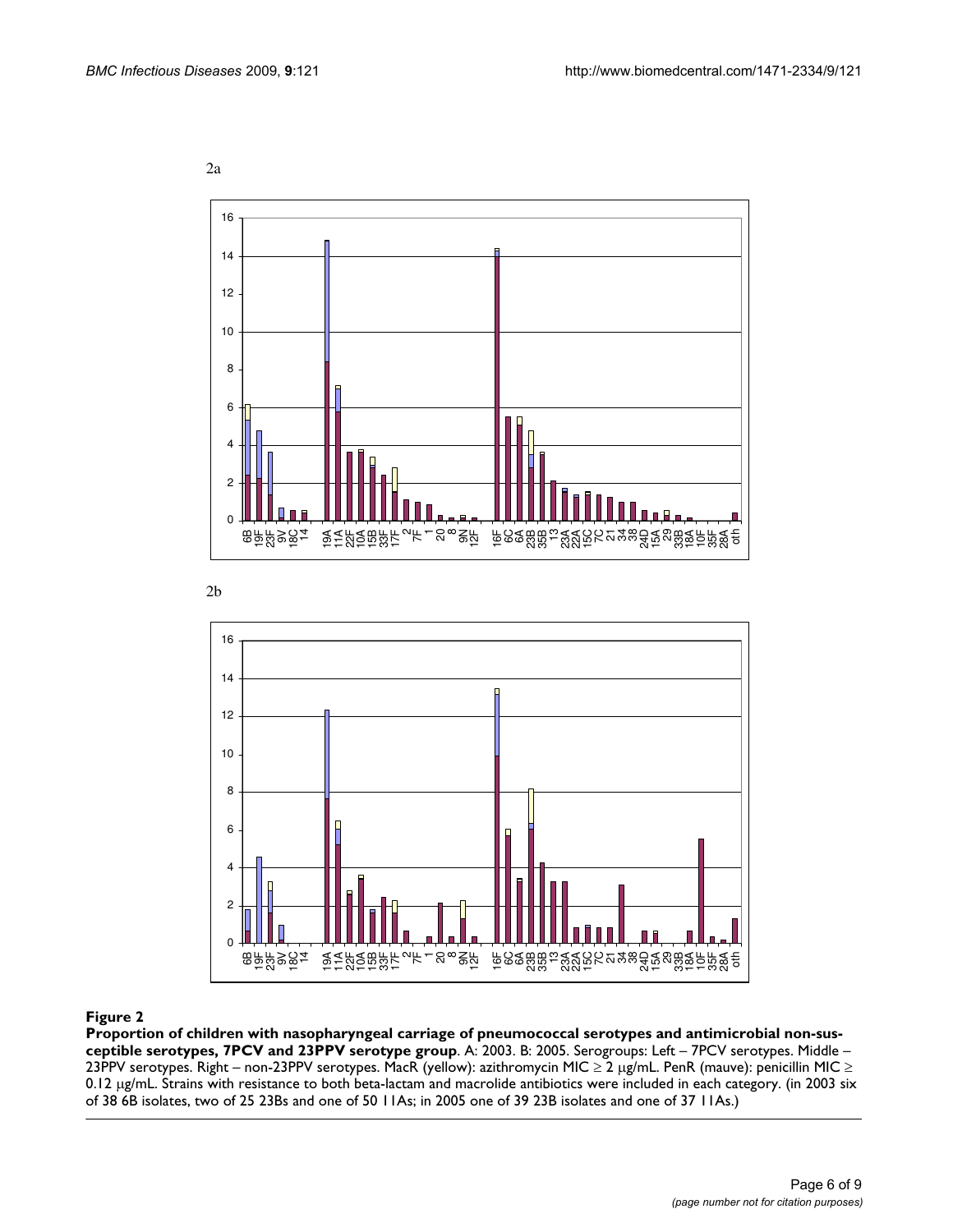2a

2b

**Figure 2**

**Proportion of children with nasopharyngeal carriage of pneumococcal serotypes and antimicrobial non-susceptible serotypes, 7PCV and 23PPV serotype group**. A: 2003. B: 2005. Serogroups: Left – 7PCV serotypes. Middle – 23PPV serotypes. Right – non-23PPV serotypes. MacR (yellow): azithromycin MIC ≥ 2 μg/mL. PenR (mauve): penicillin MIC ≥ 0.12 μg/mL. Strains with resistance to both beta-lactam and macrolide antibiotics were included in each category. (in 2003 six of 38 6B isolates, two of 25 23Bs and one of 50 11As; in 2005 one of 39 23B isolates and one of 37 11As.)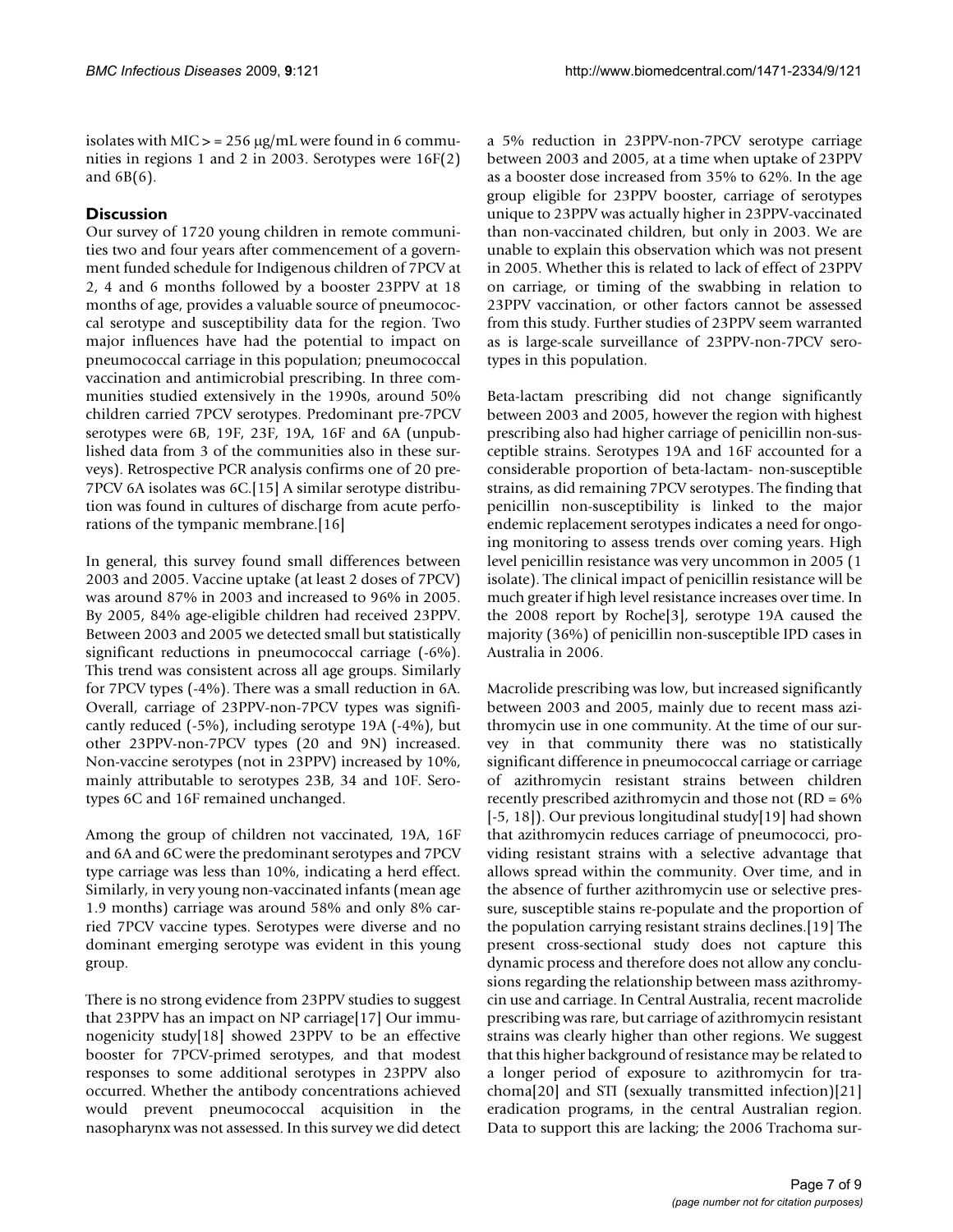isolates with MIC > = 256 μg/mL were found in 6 communities in regions 1 and 2 in 2003. Serotypes were 16F(2) and 6B(6).

## Discussion

Our survey of 1720 young children in remote communities two and four years after commencement of a government funded schedule for Indigenous children of 7PCV at 2, 4 and 6 months followed by a booster 23PPV at 18 months of age, provides a valuable source of pneumococcal serotype and susceptibility data for the region. Two major influences have had the potential to impact on pneumococcal carriage in this population; pneumococcal vaccination and antimicrobial prescribing. In three communities studied extensively in the 1990s, around 50% children carried 7PCV serotypes. Predominant pre-7PCV serotypes were 6B, 19F, 23F, 19A, 16F and 6A (unpublished data from 3 of the communities also in these surveys). Retrospective PCR analysis confirms one of 20 pre-7PCV 6A isolates was 6C.[15] A similar serotype distribution was found in cultures of discharge from acute perforations of the tympanic membrane.[16]

In general, this survey found small differences between 2003 and 2005. Vaccine uptake (at least 2 doses of 7PCV) was around 87% in 2003 and increased to 96% in 2005. By 2005, 84% age-eligible children had received 23PPV. Between 2003 and 2005 we detected small but statistically significant reductions in pneumococcal carriage (-6%). This trend was consistent across all age groups. Similarly for 7PCV types (-4%). There was a small reduction in 6A. Overall, carriage of 23PPV-non-7PCV types was significantly reduced (-5%), including serotype 19A (-4%), but other 23PPV-non-7PCV types (20 and 9N) increased. Non-vaccine serotypes (not in 23PPV) increased by 10%, mainly attributable to serotypes 23B, 34 and 10F. Serotypes 6C and 16F remained unchanged.

Among the group of children not vaccinated, 19A, 16F and 6A and 6C were the predominant serotypes and 7PCV type carriage was less than 10%, indicating a herd effect. Similarly, in very young non-vaccinated infants (mean age 1.9 months) carriage was around 58% and only 8% carried 7PCV vaccine types. Serotypes were diverse and no dominant emerging serotype was evident in this young group.

There is no strong evidence from 23PPV studies to suggest that 23PPV has an impact on NP carriage[17] Our immunogenicity study[18] showed 23PPV to be an effective booster for 7PCV-primed serotypes, and that modest responses to some additional serotypes in 23PPV also occurred. Whether the antibody concentrations achieved would prevent pneumococcal acquisition in the nasopharynx was not assessed. In this survey we did detect a 5% reduction in 23PPV-non-7PCV serotype carriage between 2003 and 2005, at a time when uptake of 23PPV as a booster dose increased from 35% to 62%. In the age group eligible for 23PPV booster, carriage of serotypes unique to 23PPV was actually higher in 23PPV-vaccinated than non-vaccinated children, but only in 2003. We are unable to explain this observation which was not present in 2005. Whether this is related to lack of effect of 23PPV on carriage, or timing of the swabbing in relation to 23PPV vaccination, or other factors cannot be assessed from this study. Further studies of 23PPV seem warranted as is large-scale surveillance of 23PPV-non-7PCV serotypes in this population.

Beta-lactam prescribing did not change significantly between 2003 and 2005, however the region with highest prescribing also had higher carriage of penicillin non-susceptible strains. Serotypes 19A and 16F accounted for a considerable proportion of beta-lactam- non-susceptible strains, as did remaining 7PCV serotypes. The finding that penicillin non-susceptibility is linked to the major endemic replacement serotypes indicates a need for ongoing monitoring to assess trends over coming years. High level penicillin resistance was very uncommon in 2005 (1 isolate). The clinical impact of penicillin resistance will be much greater if high level resistance increases over time. In the 2008 report by Roche[3], serotype 19A caused the majority (36%) of penicillin non-susceptible IPD cases in Australia in 2006.

Macrolide prescribing was low, but increased significantly between 2003 and 2005, mainly due to recent mass azithromycin use in one community. At the time of our survey in that community there was no statistically significant difference in pneumococcal carriage or carriage of azithromycin resistant strains between children recently prescribed azithromycin and those not (RD = 6% [-5, 18]). Our previous longitudinal study[19] had shown that azithromycin reduces carriage of pneumococci, providing resistant strains with a selective advantage that allows spread within the community. Over time, and in the absence of further azithromycin use or selective pressure, susceptible stains re-populate and the proportion of the population carrying resistant strains declines.[19] The present cross-sectional study does not capture this dynamic process and therefore does not allow any conclusions regarding the relationship between mass azithromycin use and carriage. In Central Australia, recent macrolide prescribing was rare, but carriage of azithromycin resistant strains was clearly higher than other regions. We suggest that this higher background of resistance may be related to a longer period of exposure to azithromycin for trachoma[20] and STI (sexually transmitted infection)[21] eradication programs, in the central Australian region. Data to support this are lacking; the 2006 Trachoma sur-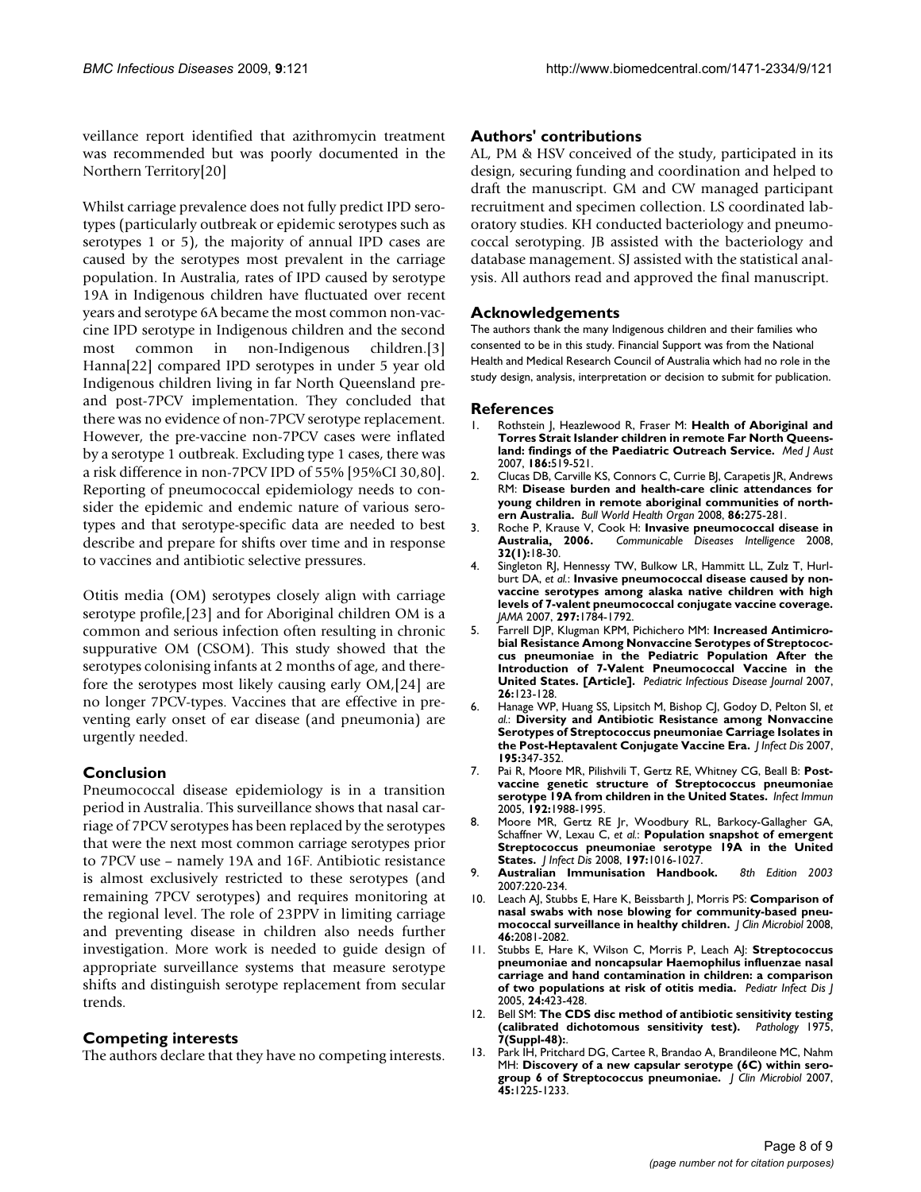veillance report identified that azithromycin treatment was recommended but was poorly documented in the Northern Territory[20]

Whilst carriage prevalence does not fully predict IPD serotypes (particularly outbreak or epidemic serotypes such as serotypes 1 or 5), the majority of annual IPD cases are caused by the serotypes most prevalent in the carriage population. In Australia, rates of IPD caused by serotype 19A in Indigenous children have fluctuated over recent years and serotype 6A became the most common non-vaccine IPD serotype in Indigenous children and the second most common in non-Indigenous children.[3] Hanna[22] compared IPD serotypes in under 5 year old Indigenous children living in far North Queensland pre- and post-7PCV implementation. They concluded that there was no evidence of non-7PCV serotype replacement. However, the pre-vaccine non-7PCV cases were inflated by a serotype 1 outbreak. Excluding type 1 cases, there was a risk difference in non-7PCV IPD of 55% [95%CI 30,80]. Reporting of pneumococcal epidemiology needs to consider the epidemic and endemic nature of various serotypes and that serotype-specific data are needed to best describe and prepare for shifts over time and in response to vaccines and antibiotic selective pressures.

Otitis media (OM) serotypes closely align with carriage serotype profile,[23] and for Aboriginal children OM is a common and serious infection often resulting in chronic suppurative OM (CSOM). This study showed that the serotypes colonising infants at 2 months of age, and therefore the serotypes most likely causing early OM,[24] are no longer 7PCV-types. Vaccines that are effective in preventing early onset of ear disease (and pneumonia) are urgently needed.

## Conclusion

Pneumococcal disease epidemiology is in a transition period in Australia. This surveillance shows that nasal carriage of 7PCV serotypes has been replaced by the serotypes that were the next most common carriage serotypes prior to 7PCV use – namely 19A and 16F. Antibiotic resistance is almost exclusively restricted to these serotypes (and remaining 7PCV serotypes) and requires monitoring at the regional level. The role of 23PPV in limiting carriage and preventing disease in children also needs further investigation. More work is needed to guide design of appropriate surveillance systems that measure serotype shifts and distinguish serotype replacement from secular trends.

## Competing interests

The authors declare that they have no competing interests.

## Authors' contributions

AL, PM & HSV conceived of the study, participated in its design, securing funding and coordination and helped to draft the manuscript. GM and CW managed participant recruitment and specimen collection. LS coordinated laboratory studies. KH conducted bacteriology and pneumococcal serotyping. JB assisted with the bacteriology and database management. SJ assisted with the statistical analysis. All authors read and approved the final manuscript.

## Acknowledgements

The authors thank the many Indigenous children and their families who consented to be in this study. Financial Support was from the National Health and Medical Research Council of Australia which had no role in the study design, analysis, interpretation or decision to submit for publication.

## References

1. Rothstein J, Heazlewood R, Fraser M: **Health of Aboriginal and Torres Strait Islander children in remote Far North Queensland: findings of the Paediatric Outreach Service.** *Med J Aust* 2007, **186:**519-521.
2. Clucas DB, Carville KS, Connors C, Currie BJ, Carapetis JR, Andrews RM: **Disease burden and health-care clinic attendances for young children in remote aboriginal communities of northern Australia.** *Bull World Health Organ* 2008, **86:**275-281.
3. Roche P, Krause V, Cook H: **Invasive pneumococcal disease in Australia, 2006.** *Communicable Diseases Intelligence* 2008, **32(1):**18-30.
4. Singleton RJ, Hennessy TW, Bulkow LR, Hammitt LL, Zulz T, Hurlburt DA, *et al.*: **Invasive pneumococcal disease caused by non-vaccine serotypes among alaska native children with high levels of 7-valent pneumococcal conjugate vaccine coverage.** *JAMA* 2007, **297:**1784-1792.
5. Farrell DJP, Klugman KPM, Pichichero MM: **Increased Antimicrobial Resistance Among Nonvaccine Serotypes of Streptococcus pneumoniae in the Pediatric Population After the Introduction of 7-Valent Pneumococcal Vaccine in the United States. [Article].** *Pediatric Infectious Disease Journal* 2007, **26:**123-128.
6. Hanage WP, Huang SS, Lipsitch M, Bishop CJ, Godoy D, Pelton SI, *et al.*: **Diversity and Antibiotic Resistance among Nonvaccine Serotypes of Streptococcus pneumoniae Carriage Isolates in the Post-Heptavalent Conjugate Vaccine Era.** *J Infect Dis* 2007, **195:**347-352.
7. Pai R, Moore MR, Pilishvili T, Gertz RE, Whitney CG, Beall B: **Postvaccine genetic structure of Streptococcus pneumoniae serotype 19A from children in the United States.** *Infect Immun* 2005, **192:**1988-1995.
8. Moore MR, Gertz RE Jr, Woodbury RL, Barkocy-Gallagher GA, Schaffner W, Lexau C, *et al.*: **Population snapshot of emergent Streptococcus pneumoniae serotype 19A in the United States.** *J Infect Dis* 2008, **197:**1016-1027.
9. **Australian Immunisation Handbook.** *8th Edition 2003* 2007:220-234.
10. Leach AJ, Stubbs E, Hare K, Beissbarth J, Morris PS: **Comparison of nasal swabs with nose blowing for community-based pneumococcal surveillance in healthy children.** *J Clin Microbiol* 2008, **46:**2081-2082.
11. Stubbs E, Hare K, Wilson C, Morris P, Leach AJ: **Streptococcus pneumoniae and noncapsular Haemophilus influenzae nasal carriage and hand contamination in children: a comparison of two populations at risk of otitis media.** *Pediatr Infect Dis J* 2005, **24:**423-428.
12. Bell SM: **The CDS disc method of antibiotic sensitivity testing (calibrated dichotomous sensitivity test).** *Pathology* 1975, **7(Suppl-48):**.
13. Park IH, Pritchard DG, Cartee R, Brandao A, Brandileone MC, Nahm MH: **Discovery of a new capsular serotype (6C) within serogroup 6 of Streptococcus pneumoniae.** *J Clin Microbiol* 2007, **45:**1225-1233.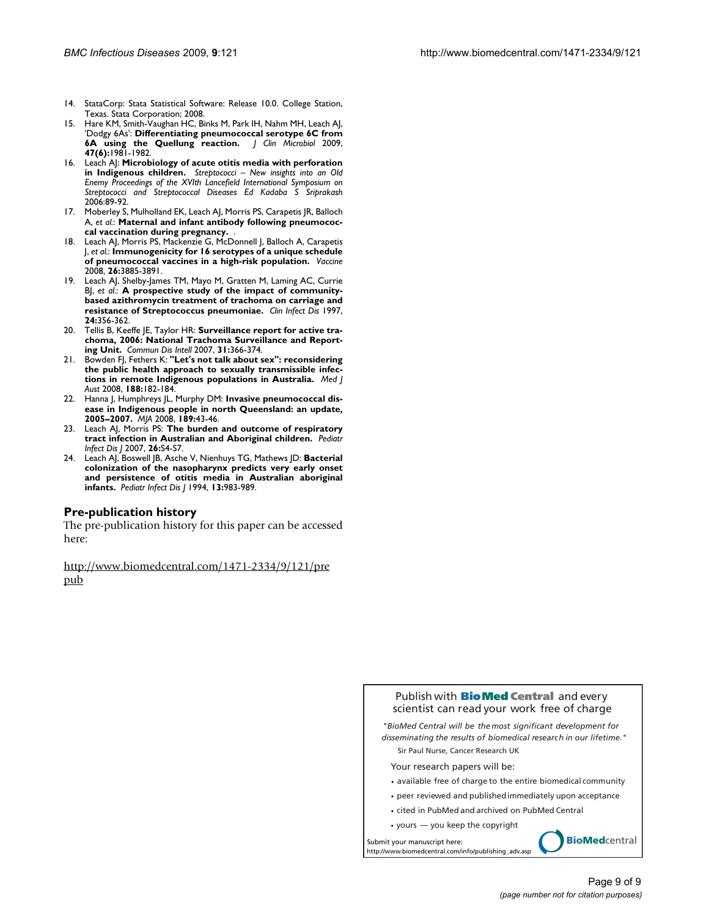14. StataCorp: Stata Statistical Software: Release 10.0. College Station, Texas. Stata Corporation; 2008.
15. Hare KM, Smith-Vaughan HC, Binks M, Park IH, Nahm MH, Leach AJ, 'Dodgy 6As': **Differentiating pneumococcal serotype 6C from 6A using the Quellung reaction.** *J Clin Microbiol* 2009, **47(6):**1981-1982.
16. Leach AJ: **Microbiology of acute otitis media with perforation in Indigenous children.** *Streptococci – New insights into an Old Enemy Proceedings of the XVIth Lancefield International Symposium on Streptococci and Streptococcal Diseases Ed Kadaba S Sriprakash* 2006:89-92.
17. Moberley S, Mulholland EK, Leach AJ, Morris PS, Carapetis JR, Balloch A, *et al.*: **Maternal and infant antibody following pneumococcal vaccination during pregnancy.** .
18. Leach AJ, Morris PS, Mackenzie G, McDonnell J, Balloch A, Carapetis J, *et al.*: **Immunogenicity for 16 serotypes of a unique schedule of pneumococcal vaccines in a high-risk population.** *Vaccine* 2008, **26:**3885-3891.
19. Leach AJ, Shelby-James TM, Mayo M, Gratten M, Laming AC, Currie BJ, *et al.*: **A prospective study of the impact of community-based azithromycin treatment of trachoma on carriage and resistance of Streptococcus pneumoniae.** *Clin Infect Dis* 1997, **24:**356-362.
20. Tellis B, Keeffe JE, Taylor HR: **Surveillance report for active trachoma, 2006: National Trachoma Surveillance and Reporting Unit.** *Commun Dis Intell* 2007, **31:**366-374.
21. Bowden FJ, Fethers K: **"Let's not talk about sex": reconsidering the public health approach to sexually transmissible infections in remote Indigenous populations in Australia.** *Med J Aust* 2008, **188:**182-184.
22. Hanna J, Humphreys JL, Murphy DM: **Invasive pneumococcal disease in Indigenous people in north Queensland: an update, 2005–2007.** *MJA* 2008, **189:**43-46.
23. Leach AJ, Morris PS: **The burden and outcome of respiratory tract infection in Australian and Aboriginal children.** *Pediatr Infect Dis J* 2007, **26:**S4-S7.
24. Leach AJ, Boswell JB, Asche V, Nienhuys TG, Mathews JD: **Bacterial colonization of the nasopharynx predicts very early onset and persistence of otitis media in Australian aboriginal infants.** *Pediatr Infect Dis J* 1994, **13:**983-989.

## Pre-publication history

The pre-publication history for this paper can be accessed here:

http://www.biomedcentral.com/1471-2334/9/121/prepub

Publish with **BioMed Central** and every scientist can read your work free of charge

*"BioMed Central will be the most significant development for disseminating the results of biomedical research in our lifetime."*
Sir Paul Nurse, Cancer Research UK

Your research papers will be:

- available free of charge to the entire biomedical community
- peer reviewed and published immediately upon acceptance
- cited in PubMed and archived on PubMed Central
- yours — you keep the copyright

Submit your manuscript here:
http://www.biomedcentral.com/info/publishing_adv.asp

BioMedcentral